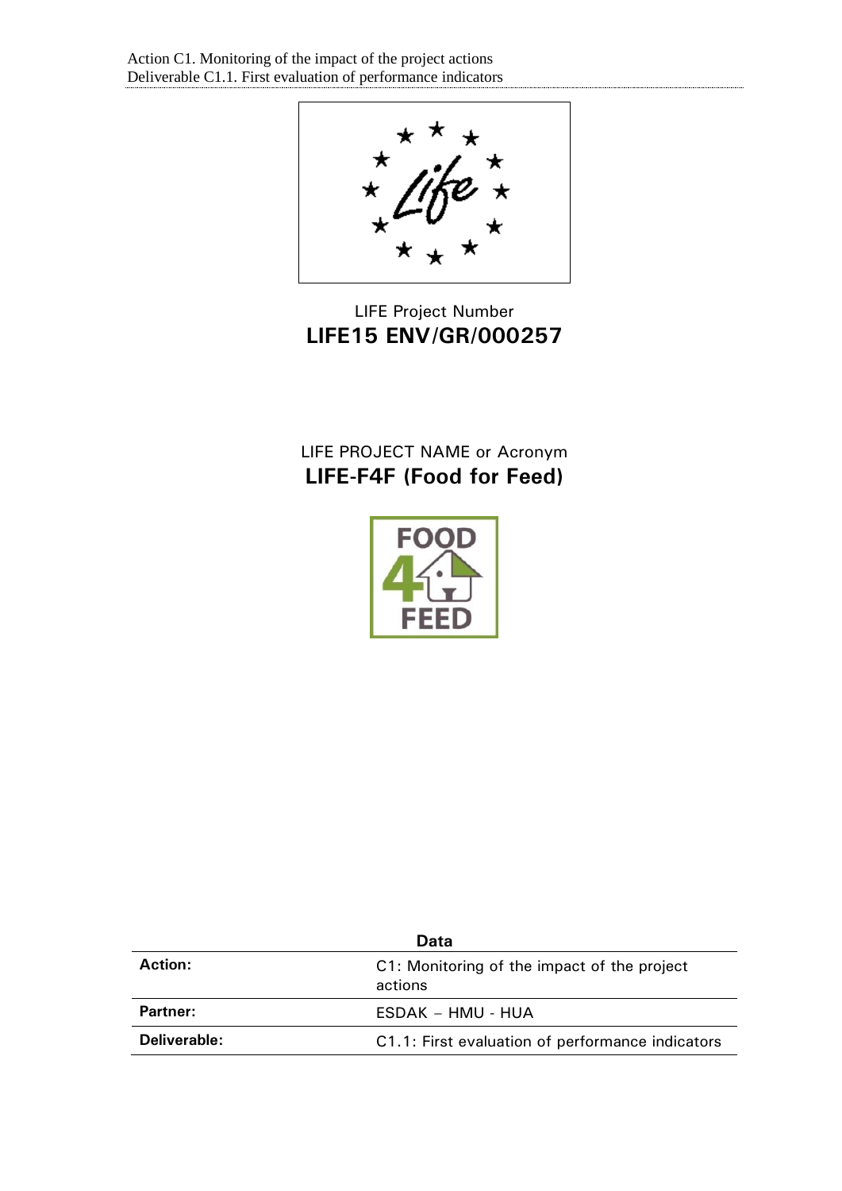LIFE Project Number
**LIFE15 ENV/GR/000257**

LIFE PROJECT NAME or Acronym
**LIFE-F4F (Food for Feed)**

| Data | |
|---|---|
| **Action:** | C1: Monitoring of the impact of the project actions |
| **Partner:** | ESDAK – HMU - HUA |
| **Deliverable:** | C1.1: First evaluation of performance indicators |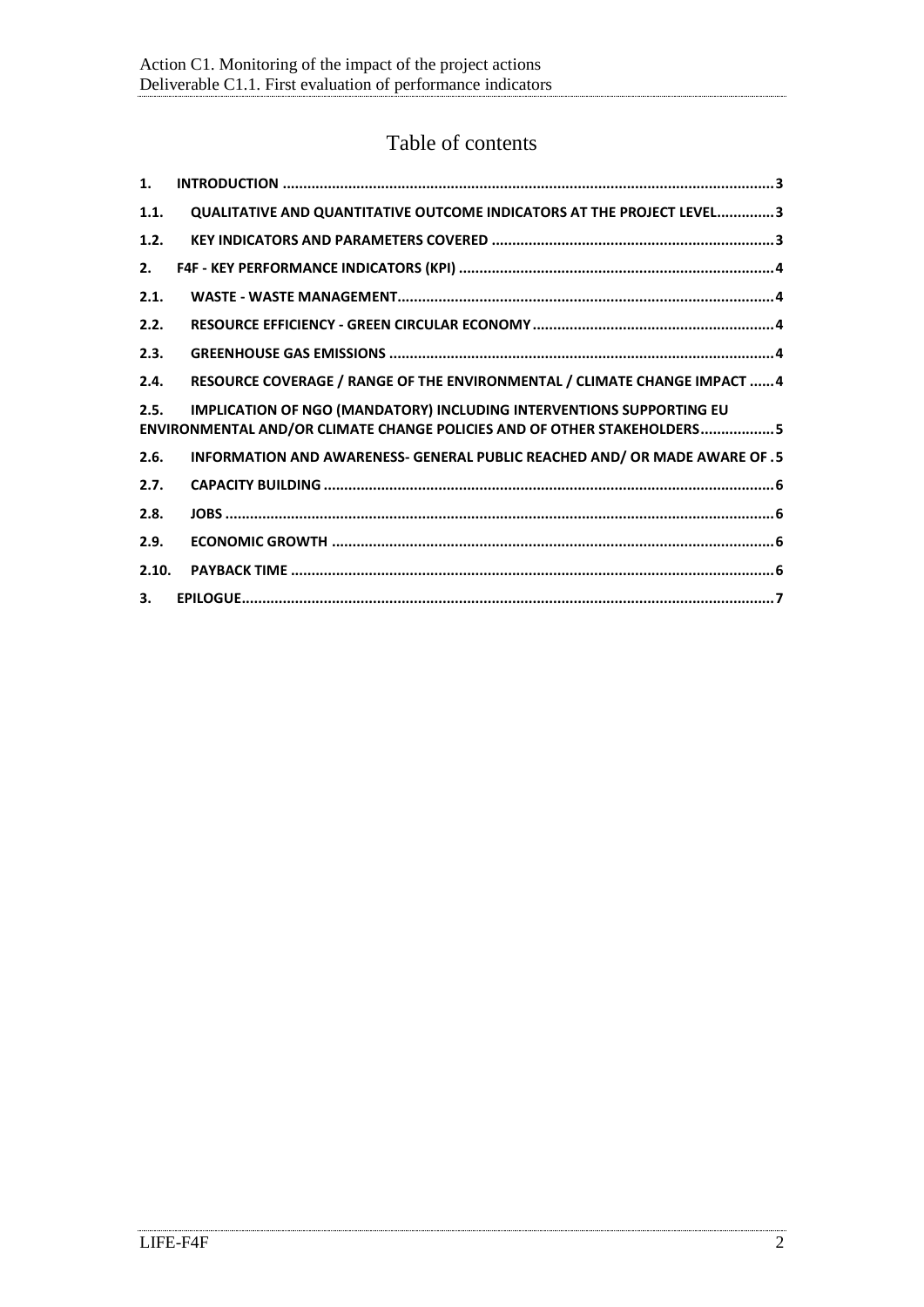# Table of contents

1. INTRODUCTION ... 3
1.1. QUALITATIVE AND QUANTITATIVE OUTCOME INDICATORS AT THE PROJECT LEVEL ... 3
1.2. KEY INDICATORS AND PARAMETERS COVERED ... 3
2. F4F - KEY PERFORMANCE INDICATORS (KPI) ... 4
2.1. WASTE - WASTE MANAGEMENT ... 4
2.2. RESOURCE EFFICIENCY - GREEN CIRCULAR ECONOMY ... 4
2.3. GREENHOUSE GAS EMISSIONS ... 4
2.4. RESOURCE COVERAGE / RANGE OF THE ENVIRONMENTAL / CLIMATE CHANGE IMPACT ... 4
2.5. IMPLICATION OF NGO (MANDATORY) INCLUDING INTERVENTIONS SUPPORTING EU ENVIRONMENTAL AND/OR CLIMATE CHANGE POLICIES AND OF OTHER STAKEHOLDERS ... 5
2.6. INFORMATION AND AWARENESS- GENERAL PUBLIC REACHED AND/ OR MADE AWARE OF . 5
2.7. CAPACITY BUILDING ... 6
2.8. JOBS ... 6
2.9. ECONOMIC GROWTH ... 6
2.10. PAYBACK TIME ... 6
3. EPILOGUE ... 7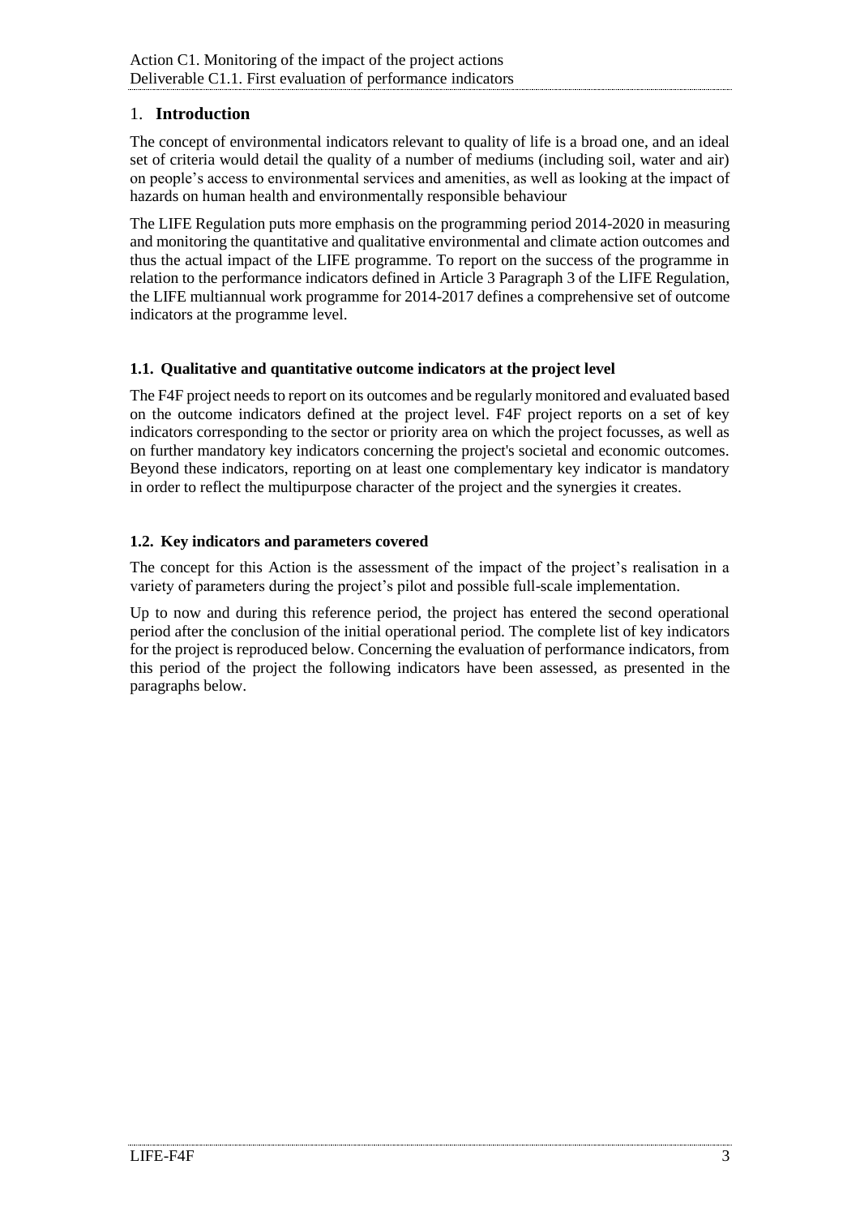# 1. Introduction

The concept of environmental indicators relevant to quality of life is a broad one, and an ideal set of criteria would detail the quality of a number of mediums (including soil, water and air) on people's access to environmental services and amenities, as well as looking at the impact of hazards on human health and environmentally responsible behaviour

The LIFE Regulation puts more emphasis on the programming period 2014-2020 in measuring and monitoring the quantitative and qualitative environmental and climate action outcomes and thus the actual impact of the LIFE programme. To report on the success of the programme in relation to the performance indicators defined in Article 3 Paragraph 3 of the LIFE Regulation, the LIFE multiannual work programme for 2014-2017 defines a comprehensive set of outcome indicators at the programme level.

## 1.1. Qualitative and quantitative outcome indicators at the project level

The F4F project needs to report on its outcomes and be regularly monitored and evaluated based on the outcome indicators defined at the project level. F4F project reports on a set of key indicators corresponding to the sector or priority area on which the project focusses, as well as on further mandatory key indicators concerning the project's societal and economic outcomes. Beyond these indicators, reporting on at least one complementary key indicator is mandatory in order to reflect the multipurpose character of the project and the synergies it creates.

## 1.2. Key indicators and parameters covered

The concept for this Action is the assessment of the impact of the project's realisation in a variety of parameters during the project's pilot and possible full-scale implementation.

Up to now and during this reference period, the project has entered the second operational period after the conclusion of the initial operational period. The complete list of key indicators for the project is reproduced below. Concerning the evaluation of performance indicators, from this period of the project the following indicators have been assessed, as presented in the paragraphs below.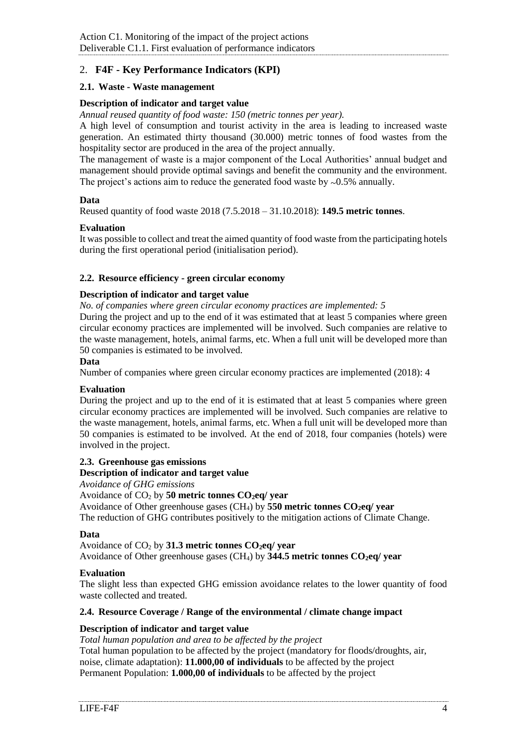## 2. **F4F - Key Performance Indicators (KPI)**

### 2.1. Waste - Waste management

**Description of indicator and target value**

*Annual reused quantity of food waste: 150 (metric tonnes per year).*

A high level of consumption and tourist activity in the area is leading to increased waste generation. An estimated thirty thousand (30.000) metric tonnes of food wastes from the hospitality sector are produced in the area of the project annually.

The management of waste is a major component of the Local Authorities' annual budget and management should provide optimal savings and benefit the community and the environment. The project's actions aim to reduce the generated food waste by ~0.5% annually.

**Data**

Reused quantity of food waste 2018 (7.5.2018 – 31.10.2018): **149.5 metric tonnes**.

**Evaluation**

It was possible to collect and treat the aimed quantity of food waste from the participating hotels during the first operational period (initialisation period).

### 2.2. Resource efficiency - green circular economy

**Description of indicator and target value**

*No. of companies where green circular economy practices are implemented: 5*

During the project and up to the end of it was estimated that at least 5 companies where green circular economy practices are implemented will be involved. Such companies are relative to the waste management, hotels, animal farms, etc. When a full unit will be developed more than 50 companies is estimated to be involved.

**Data**

Number of companies where green circular economy practices are implemented (2018): 4

**Evaluation**

During the project and up to the end of it is estimated that at least 5 companies where green circular economy practices are implemented will be involved. Such companies are relative to the waste management, hotels, animal farms, etc. When a full unit will be developed more than 50 companies is estimated to be involved. At the end of 2018, four companies (hotels) were involved in the project.

### 2.3. Greenhouse gas emissions

**Description of indicator and target value**

*Avoidance of GHG emissions*

Avoidance of $CO_2$ by **50 metric tonnes $CO_2$eq/ year**

Avoidance of Other greenhouse gases ($CH_4$) by **550 metric tonnes $CO_2$eq/ year**

The reduction of GHG contributes positively to the mitigation actions of Climate Change.

**Data**

Avoidance of $CO_2$ by **31.3 metric tonnes $CO_2$eq/ year**

Avoidance of Other greenhouse gases ($CH_4$) by **344.5 metric tonnes $CO_2$eq/ year**

**Evaluation**

The slight less than expected GHG emission avoidance relates to the lower quantity of food waste collected and treated.

### 2.4. Resource Coverage / Range of the environmental / climate change impact

**Description of indicator and target value**

*Total human population and area to be affected by the project*

Total human population to be affected by the project (mandatory for floods/droughts, air, noise, climate adaptation): **11.000,00 of individuals** to be affected by the project

Permanent Population: **1.000,00 of individuals** to be affected by the project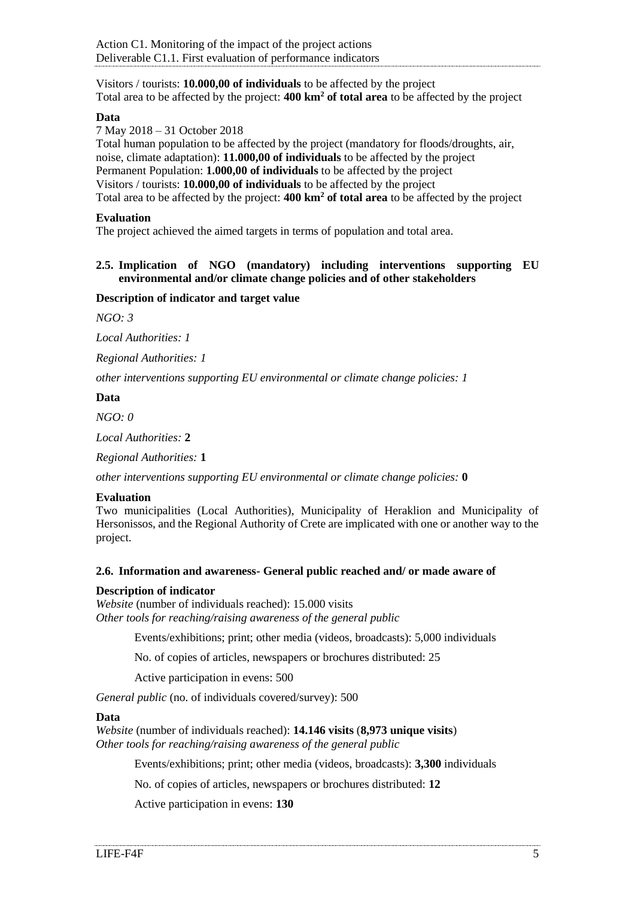Visitors / tourists: **10.000,00 of individuals** to be affected by the project
Total area to be affected by the project: **400 km$^2$ of total area** to be affected by the project

**Data**

7 May 2018 – 31 October 2018
Total human population to be affected by the project (mandatory for floods/droughts, air, noise, climate adaptation): **11.000,00 of individuals** to be affected by the project
Permanent Population: **1.000,00 of individuals** to be affected by the project
Visitors / tourists: **10.000,00 of individuals** to be affected by the project
Total area to be affected by the project: **400 km$^2$ of total area** to be affected by the project

**Evaluation**

The project achieved the aimed targets in terms of population and total area.

### 2.5. Implication of NGO (mandatory) including interventions supporting EU environmental and/or climate change policies and of other stakeholders

**Description of indicator and target value**

*NGO: 3*

*Local Authorities: 1*

*Regional Authorities: 1*

*other interventions supporting EU environmental or climate change policies: 1*

**Data**

*NGO: 0*

*Local Authorities:* **2**

*Regional Authorities:* **1**

*other interventions supporting EU environmental or climate change policies:* **0**

**Evaluation**

Two municipalities (Local Authorities), Municipality of Heraklion and Municipality of Hersonissos, and the Regional Authority of Crete are implicated with one or another way to the project.

### 2.6. Information and awareness- General public reached and/ or made aware of

**Description of indicator**

*Website* (number of individuals reached): 15.000 visits
*Other tools for reaching/raising awareness of the general public*

Events/exhibitions; print; other media (videos, broadcasts): 5,000 individuals

No. of copies of articles, newspapers or brochures distributed: 25

Active participation in evens: 500

*General public* (no. of individuals covered/survey): 500

**Data**

*Website* (number of individuals reached): **14.146 visits** (**8,973 unique visits**)
*Other tools for reaching/raising awareness of the general public*

Events/exhibitions; print; other media (videos, broadcasts): **3,300** individuals

No. of copies of articles, newspapers or brochures distributed: **12**

Active participation in evens: **130**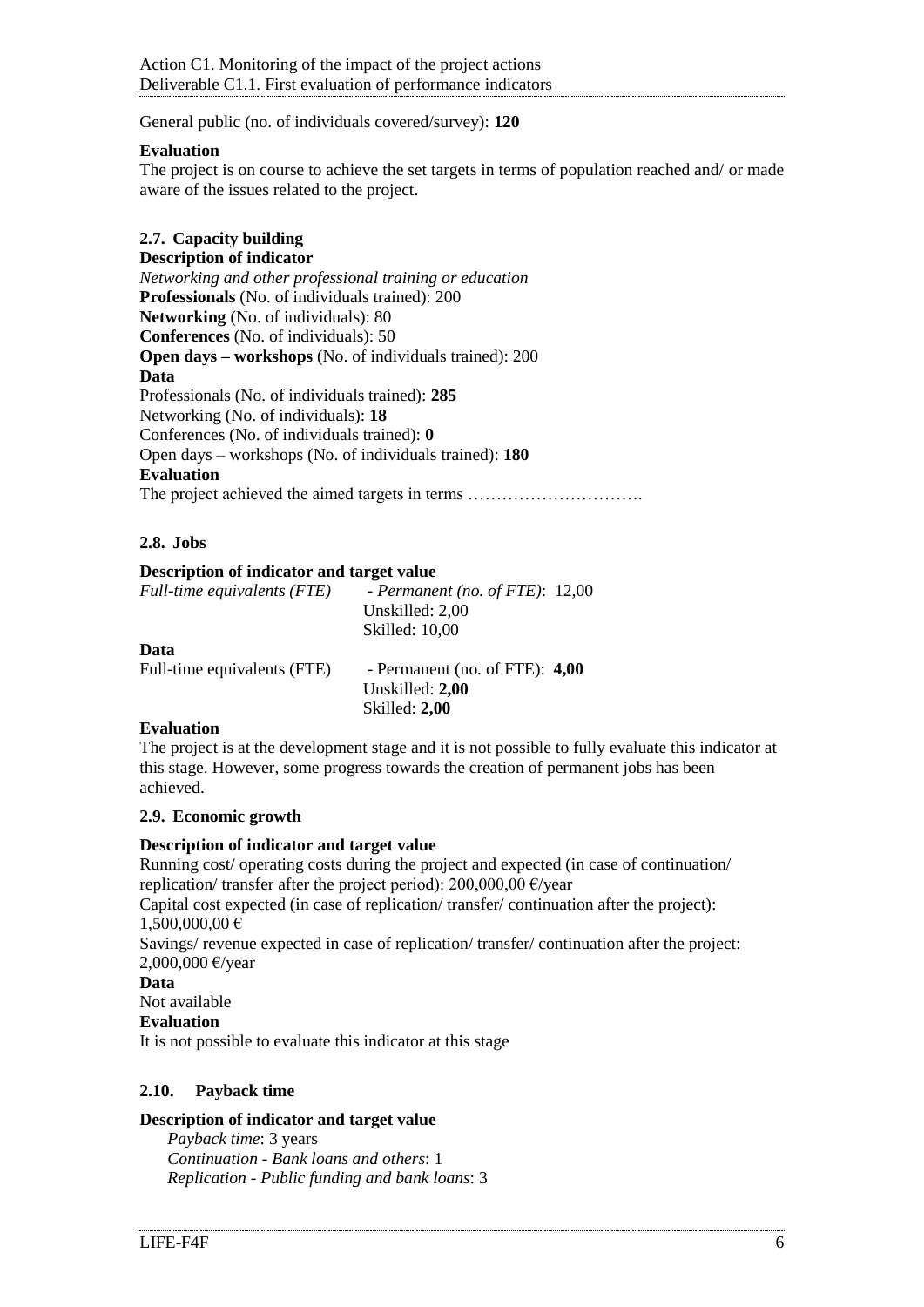General public (no. of individuals covered/survey): **120**

**Evaluation**

The project is on course to achieve the set targets in terms of population reached and/ or made aware of the issues related to the project.

### 2.7. Capacity building

**Description of indicator**

*Networking and other professional training or education*

**Professionals** (No. of individuals trained): 200
**Networking** (No. of individuals): 80
**Conferences** (No. of individuals): 50
**Open days – workshops** (No. of individuals trained): 200

**Data**

Professionals (No. of individuals trained): **285**
Networking (No. of individuals): **18**
Conferences (No. of individuals trained): **0**
Open days – workshops (No. of individuals trained): **180**

**Evaluation**

The project achieved the aimed targets in terms ………………………….

### 2.8. Jobs

**Description of indicator and target value**

| *Full-time equivalents (FTE)* | *- Permanent (no. of FTE)*: 12,00<br>Unskilled: 2,00<br>Skilled: 10,00 |
|---|---|

**Data**

| Full-time equivalents (FTE) | - Permanent (no. of FTE): **4,00**<br>Unskilled: **2,00**<br>Skilled: **2,00** |
|---|---|

**Evaluation**

The project is at the development stage and it is not possible to fully evaluate this indicator at this stage. However, some progress towards the creation of permanent jobs has been achieved.

### 2.9. Economic growth

**Description of indicator and target value**

Running cost/ operating costs during the project and expected (in case of continuation/ replication/ transfer after the project period): 200,000,00 €/year
Capital cost expected (in case of replication/ transfer/ continuation after the project): 1,500,000,00 €
Savings/ revenue expected in case of replication/ transfer/ continuation after the project: 2,000,000 €/year

**Data**

Not available

**Evaluation**

It is not possible to evaluate this indicator at this stage

### 2.10. Payback time

**Description of indicator and target value**

*Payback time*: 3 years
*Continuation - Bank loans and others*: 1
*Replication - Public funding and bank loans*: 3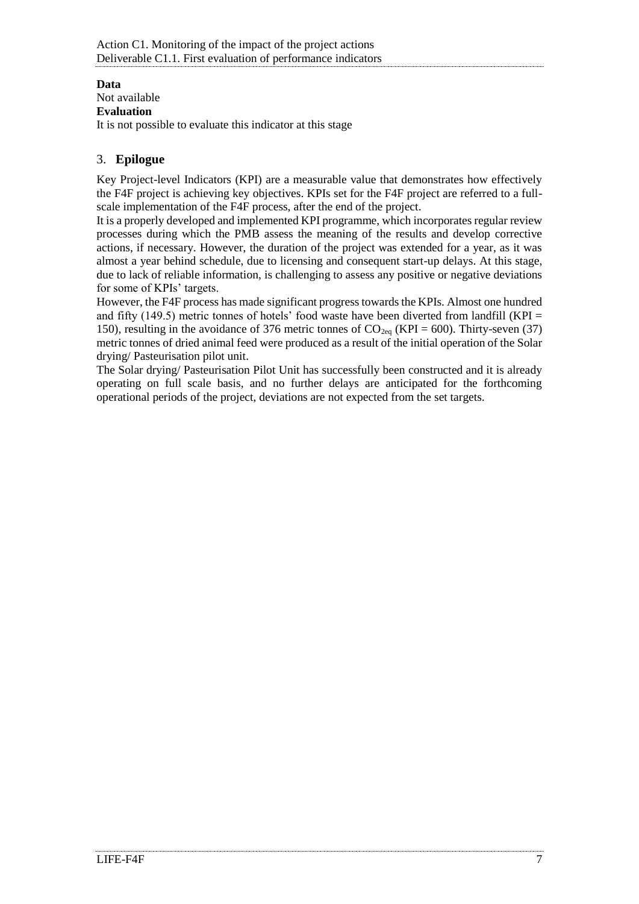**Data**

Not available

**Evaluation**

It is not possible to evaluate this indicator at this stage

## 3. **Epilogue**

Key Project-level Indicators (KPI) are a measurable value that demonstrates how effectively the F4F project is achieving key objectives. KPIs set for the F4F project are referred to a full-scale implementation of the F4F process, after the end of the project.

It is a properly developed and implemented KPI programme, which incorporates regular review processes during which the PMB assess the meaning of the results and develop corrective actions, if necessary. However, the duration of the project was extended for a year, as it was almost a year behind schedule, due to licensing and consequent start-up delays. At this stage, due to lack of reliable information, is challenging to assess any positive or negative deviations for some of KPIs' targets.

However, the F4F process has made significant progress towards the KPIs. Almost one hundred and fifty (149.5) metric tonnes of hotels' food waste have been diverted from landfill (KPI = 150), resulting in the avoidance of 376 metric tonnes of $CO_{2eq}$ (KPI = 600). Thirty-seven (37) metric tonnes of dried animal feed were produced as a result of the initial operation of the Solar drying/ Pasteurisation pilot unit.

The Solar drying/ Pasteurisation Pilot Unit has successfully been constructed and it is already operating on full scale basis, and no further delays are anticipated for the forthcoming operational periods of the project, deviations are not expected from the set targets.